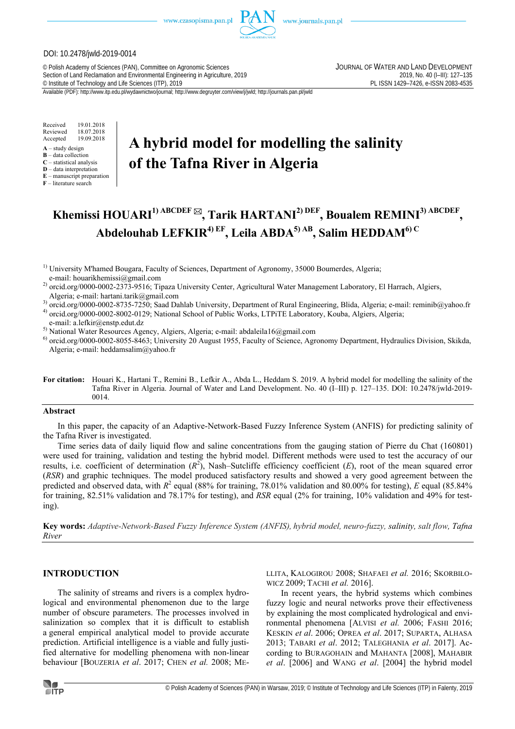DOI: 10.2478/jwld-2019-0014

© Polish Academy of Sciences (PAN), Committee on Agronomic Sciences
Section of Land Reclamation and Environmental Engineering in Agriculture, 2019
© Institute of Technology and Life Sciences (ITP), 2019

JOURNAL OF WATER AND LAND DEVELOPMENT
2019, No. 40 (I–III): 127–135
PL ISSN 1429–7426, e-ISSN 2083-4535

Available (PDF): http://www.itp.edu.pl/wydawnictwo/journal; http://www.degruyter.com/view/j/jwld; http://journals.pan.pl/jwld

Received 19.01.2018
Reviewed 18.07.2018
Accepted 19.09.2018

**A** – study design
**B** – data collection
**C** – statistical analysis
**D** – data interpretation
**E** – manuscript preparation
**F** – literature search

# A hybrid model for modelling the salinity of the Tafna River in Algeria

**Khemissi HOUARI[1) ABCDEF] ✉, Tarik HARTANI[2) DEF], Boualem REMINI[3) ABCDEF], Abdelouhab LEFKIR[4) EF], Leila ABDA[5) AB], Salim HEDDAM[6) C]**

[1)] University M'hamed Bougara, Faculty of Sciences, Department of Agronomy, 35000 Boumerdes, Algeria; e-mail: houarikhemissi@gmail.com

[2)] orcid.org/0000-0002-2373-9516; Tipaza University Center, Agricultural Water Management Laboratory, El Harrach, Algiers, Algeria; e-mail: hartani.tarik@gmail.com

[3)] orcid.org/0000-0002-8735-7250; Saad Dahlab University, Department of Rural Engineering, Blida, Algeria; e-mail: reminib@yahoo.fr

[4)] orcid.org/0000-0002-8002-0129; National School of Public Works, LTPiTE Laboratory, Kouba, Algiers, Algeria; e-mail: a.lefkir@enstp.edu.dz

[5)] National Water Resources Agency, Algiers, Algeria; e-mail: abdaleila16@gmail.com

[6)] orcid.org/0000-0002-8055-8463; University 20 August 1955, Faculty of Science, Agronomy Department, Hydraulics Division, Skikda, Algeria; e-mail: heddamsalim@yahoo.fr

**For citation:** Houari K., Hartani T., Remini B., Lefkir A., Abda L., Heddam S. 2019. A hybrid model for modelling the salinity of the Tafna River in Algeria. Journal of Water and Land Development. No. 40 (I–III) p. 127–135. DOI: 10.2478/jwld-2019-0014.

## Abstract

In this paper, the capacity of an Adaptive-Network-Based Fuzzy Inference System (ANFIS) for predicting salinity of the Tafna River is investigated.

Time series data of daily liquid flow and saline concentrations from the gauging station of Pierre du Chat (160801) were used for training, validation and testing the hybrid model. Different methods were used to test the accuracy of our results, i.e. coefficient of determination ($R^2$), Nash–Sutcliffe efficiency coefficient ($E$), root of the mean squared error ($RSR$) and graphic techniques. The model produced satisfactory results and showed a very good agreement between the predicted and observed data, with $R^2$ equal (88% for training, 78.01% validation and 80.00% for testing), $E$ equal (85.84% for training, 82.51% validation and 78.17% for testing), and $RSR$ equal (2% for training, 10% validation and 49% for testing).

**Key words:** *Adaptive-Network-Based Fuzzy Inference System (ANFIS), hybrid model, neuro-fuzzy, salinity, salt flow, Tafna River*

## INTRODUCTION

The salinity of streams and rivers is a complex hydrological and environmental phenomenon due to the large number of obscure parameters. The processes involved in salinization so complex that it is difficult to establish a general empirical analytical model to provide accurate prediction. Artificial intelligence is a viable and fully justified alternative for modelling phenomena with non-linear behaviour [BOUZERIA *et al*. 2017; CHEN *et al.* 2008; MELLITA, KALOGIROU 2008; SHAFAEI *et al.* 2016; SKORBIŁOWICZ 2009; TACHI *et al.* 2016].

In recent years, the hybrid systems which combines fuzzy logic and neural networks prove their effectiveness by explaining the most complicated hydrological and environmental phenomena [ALVISI *et al.* 2006; FASHI 2016; KESKIN *et al*. 2006; OPREA *et al*. 2017; SUPARTA, ALHASA 2013; TABARI *et al*. 2012; TALEGHANIA *et al*. 2017]. According to BURAGOHAIN and MAHANTA [2008], MAHABIR *et al*. [2006] and WANG *et al*. [2004] the hybrid model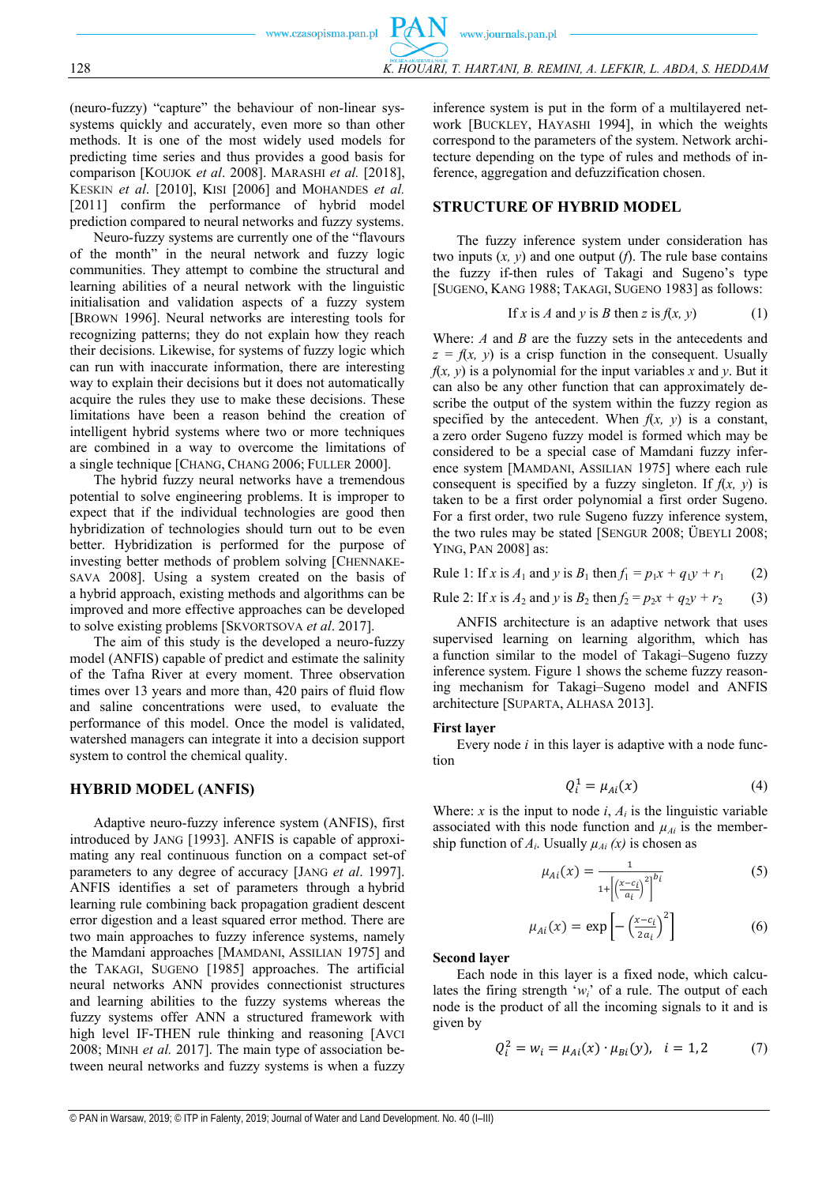(neuro-fuzzy) "capture" the behaviour of non-linear sys-systems quickly and accurately, even more so than other methods. It is one of the most widely used models for predicting time series and thus provides a good basis for comparison [KOUJOK *et al*. 2008]. MARASHI *et al.* [2018], KESKIN *et al*. [2010], KISI [2006] and MOHANDES *et al.* [2011] confirm the performance of hybrid model prediction compared to neural networks and fuzzy systems.

Neuro-fuzzy systems are currently one of the "flavours of the month" in the neural network and fuzzy logic communities. They attempt to combine the structural and learning abilities of a neural network with the linguistic initialisation and validation aspects of a fuzzy system [BROWN 1996]. Neural networks are interesting tools for recognizing patterns; they do not explain how they reach their decisions. Likewise, for systems of fuzzy logic which can run with inaccurate information, there are interesting way to explain their decisions but it does not automatically acquire the rules they use to make these decisions. These limitations have been a reason behind the creation of intelligent hybrid systems where two or more techniques are combined in a way to overcome the limitations of a single technique [CHANG, CHANG 2006; FULLER 2000].

The hybrid fuzzy neural networks have a tremendous potential to solve engineering problems. It is improper to expect that if the individual technologies are good then hybridization of technologies should turn out to be even better. Hybridization is performed for the purpose of investing better methods of problem solving [CHENNAKESAVA 2008]. Using a system created on the basis of a hybrid approach, existing methods and algorithms can be improved and more effective approaches can be developed to solve existing problems [SKVORTSOVA *et al*. 2017].

The aim of this study is the developed a neuro-fuzzy model (ANFIS) capable of predict and estimate the salinity of the Tafna River at every moment. Three observation times over 13 years and more than, 420 pairs of fluid flow and saline concentrations were used, to evaluate the performance of this model. Once the model is validated, watershed managers can integrate it into a decision support system to control the chemical quality.

## HYBRID MODEL (ANFIS)

Adaptive neuro-fuzzy inference system (ANFIS), first introduced by JANG [1993]. ANFIS is capable of approximating any real continuous function on a compact set-of parameters to any degree of accuracy [JANG *et al*. 1997]. ANFIS identifies a set of parameters through a hybrid learning rule combining back propagation gradient descent error digestion and a least squared error method. There are two main approaches to fuzzy inference systems, namely the Mamdani approaches [MAMDANI, ASSILIAN 1975] and the TAKAGI, SUGENO [1985] approaches. The artificial neural networks ANN provides connectionist structures and learning abilities to the fuzzy systems whereas the fuzzy systems offer ANN a structured framework with high level IF-THEN rule thinking and reasoning [AVCI 2008; MINH *et al.* 2017]. The main type of association between neural networks and fuzzy systems is when a fuzzy inference system is put in the form of a multilayered network [BUCKLEY, HAYASHI 1994], in which the weights correspond to the parameters of the system. Network architecture depending on the type of rules and methods of inference, aggregation and defuzzification chosen.

## STRUCTURE OF HYBRID MODEL

The fuzzy inference system under consideration has two inputs ($x$, $y$) and one output ($f$). The rule base contains the fuzzy if-then rules of Takagi and Sugeno's type [SUGENO, KANG 1988; TAKAGI, SUGENO 1983] as follows:

$$\text{If } x \text{ is } A \text{ and } y \text{ is } B \text{ then } z \text{ is } f(x, y) \tag{1}$$

Where: $A$ and $B$ are the fuzzy sets in the antecedents and $z = f(x, y)$ is a crisp function in the consequent. Usually $f(x, y)$ is a polynomial for the input variables $x$ and $y$. But it can also be any other function that can approximately describe the output of the system within the fuzzy region as specified by the antecedent. When $f(x, y)$ is a constant, a zero order Sugeno fuzzy model is formed which may be considered to be a special case of Mamdani fuzzy inference system [MAMDANI, ASSILIAN 1975] where each rule consequent is specified by a fuzzy singleton. If $f(x, y)$ is taken to be a first order polynomial a first order Sugeno. For a first order, two rule Sugeno fuzzy inference system, the two rules may be stated [SENGUR 2008; ÜBEYLI 2008; YING, PAN 2008] as:

$$\text{Rule 1: If } x \text{ is } A_1 \text{ and } y \text{ is } B_1 \text{ then } f_1 = p_1x + q_1y + r_1 \tag{2}$$

$$\text{Rule 2: If } x \text{ is } A_2 \text{ and } y \text{ is } B_2 \text{ then } f_2 = p_2x + q_2y + r_2 \tag{3}$$

ANFIS architecture is an adaptive network that uses supervised learning on learning algorithm, which has a function similar to the model of Takagi–Sugeno fuzzy inference system. Figure 1 shows the scheme fuzzy reasoning mechanism for Takagi–Sugeno model and ANFIS architecture [SUPARTA, ALHASA 2013].

**First layer**

Every node $i$ in this layer is adaptive with a node function

$$Q_i^1 = \mu_{Ai}(x) \tag{4}$$

Where: $x$ is the input to node $i$, $A_i$ is the linguistic variable associated with this node function and $\mu_{Ai}$ is the membership function of $A_i$. Usually $\mu_{Ai}(x)$ is chosen as

$$\mu_{Ai}(x) = \frac{1}{1+\left[\left(\frac{x-c_i}{a_i}\right)^2\right]^{b_i}} \tag{5}$$

$$\mu_{Ai}(x) = \exp\left[-\left(\frac{x-c_i}{2a_i}\right)^2\right] \tag{6}$$

**Second layer**

Each node in this layer is a fixed node, which calculates the firing strength '$w_i$' of a rule. The output of each node is the product of all the incoming signals to it and is given by

$$Q_i^2 = w_i = \mu_{Ai}(x) \cdot \mu_{Bi}(y), \quad i = 1,2 \tag{7}$$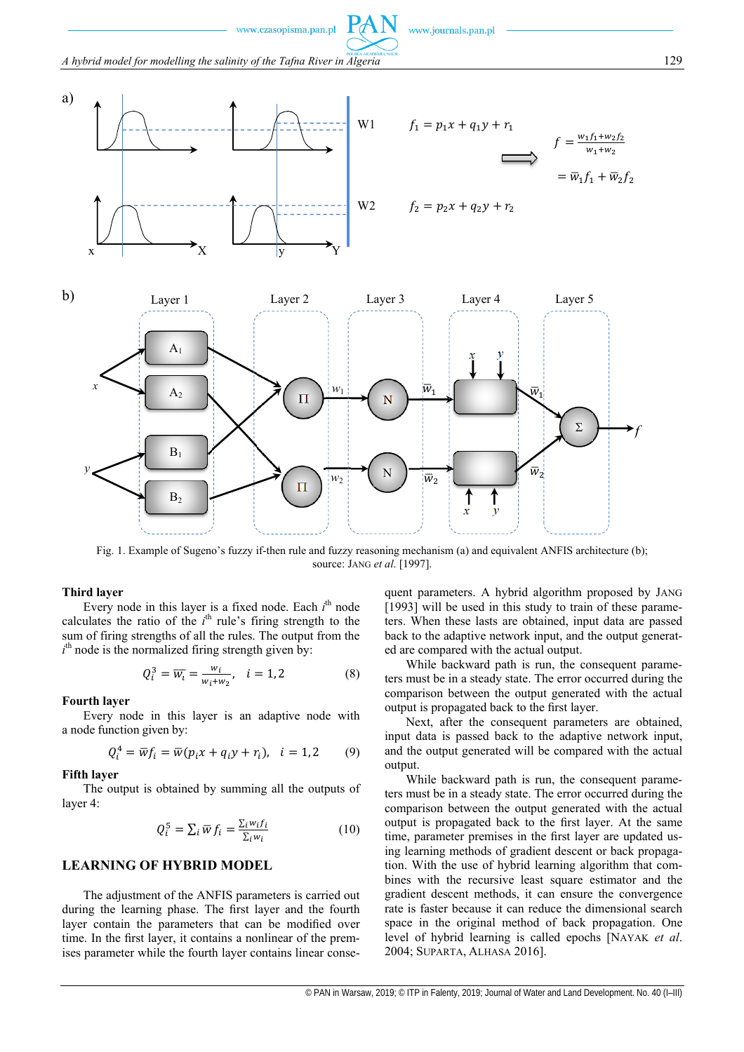Fig. 1. Example of Sugeno's fuzzy if-then rule and fuzzy reasoning mechanism (a) and equivalent ANFIS architecture (b); source: JANG *et al.* [1997].

**Third layer**

Every node in this layer is a fixed node. Each $i^{th}$ node calculates the ratio of the $i^{th}$ rule's firing strength to the sum of firing strengths of all the rules. The output from the $i^{th}$ node is the normalized firing strength given by:

$$Q_i^3 = \overline{w_i} = \frac{w_i}{w_1 + w_2}, \quad i = 1,2 \tag{8}$$

**Fourth layer**

Every node in this layer is an adaptive node with a node function given by:

$$Q_i^4 = \overline{w} f_i = \overline{w}(p_i x + q_i y + r_i), \quad i = 1,2 \tag{9}$$

**Fifth layer**

The output is obtained by summing all the outputs of layer 4:

$$Q_i^5 = \sum_i \overline{w} f_i = \frac{\sum_i w_i f_i}{\sum_i w_i} \tag{10}$$

## LEARNING OF HYBRID MODEL

The adjustment of the ANFIS parameters is carried out during the learning phase. The first layer and the fourth layer contain the parameters that can be modified over time. In the first layer, it contains a nonlinear of the premises parameter while the fourth layer contains linear consequent parameters. A hybrid algorithm proposed by JANG [1993] will be used in this study to train of these parameters. When these lasts are obtained, input data are passed back to the adaptive network input, and the output generated are compared with the actual output.

While backward path is run, the consequent parameters must be in a steady state. The error occurred during the comparison between the output generated with the actual output is propagated back to the first layer.

Next, after the consequent parameters are obtained, input data is passed back to the adaptive network input, and the output generated will be compared with the actual output.

While backward path is run, the consequent parameters must be in a steady state. The error occurred during the comparison between the output generated with the actual output is propagated back to the first layer. At the same time, parameter premises in the first layer are updated using learning methods of gradient descent or back propagation. With the use of hybrid learning algorithm that combines with the recursive least square estimator and the gradient descent methods, it can ensure the convergence rate is faster because it can reduce the dimensional search space in the original method of back propagation. One level of hybrid learning is called epochs [NAYAK *et al.* 2004; SUPARTA, ALHASA 2016].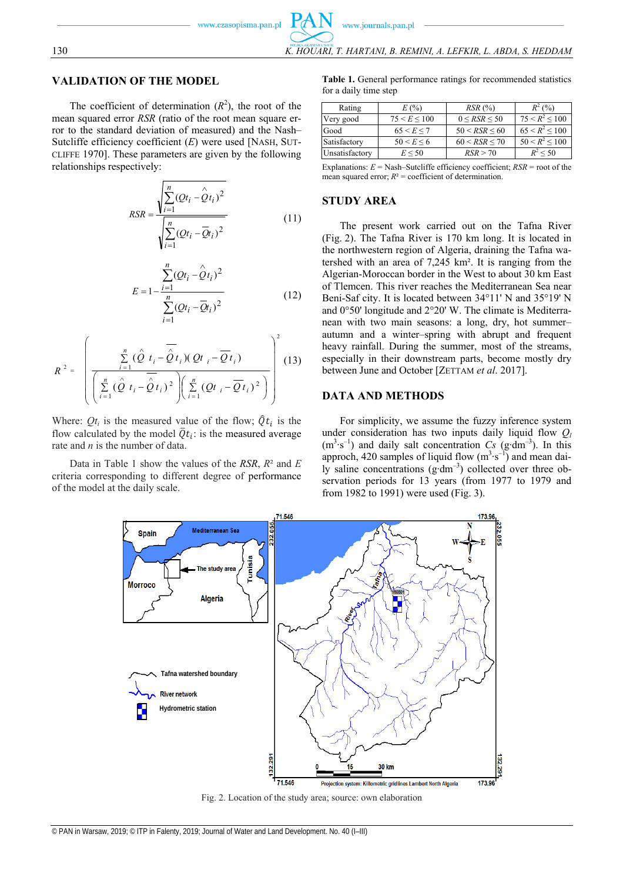## VALIDATION OF THE MODEL

The coefficient of determination ($R^2$), the root of the mean squared error *RSR* (ratio of the root mean square error to the standard deviation of measured) and the Nash–Sutcliffe efficiency coefficient (*E*) were used [NASH, SUTCLIFFE 1970]. These parameters are given by the following relationships respectively:

$$RSR = \frac{\sqrt{\sum_{i=1}^{n}(Qt_i - \hat{Q}t_i)^2}}{\sqrt{\sum_{i=1}^{n}(Qt_i - \bar{Q}t_i)^2}} \tag{11}$$

$$E = 1 - \frac{\sum_{i=1}^{n}(Qt_i - \hat{Q}t_i)^2}{\sum_{i=1}^{n}(Qt_i - \bar{Q}t_i)^2} \tag{12}$$

$$R^2 = \left( \frac{\sum_{i=1}^{n}(\hat{Q}t_i - \bar{\hat{Q}}t_i)(Qt_i - \bar{Q}t_i)}{\left(\sum_{i=1}^{n}(\hat{Q}t_i - \bar{\hat{Q}}t_i)^2\right)\left(\sum_{i=1}^{n}(Qt_i - \bar{Q}t_i)^2\right)} \right)^2 \tag{13}$$

Where: $Qt_i$ is the measured value of the flow; $\hat{Q}t_i$ is the flow calculated by the model $\bar{Q}t_i$: is the measured average rate and *n* is the number of data.

Data in Table 1 show the values of the *RSR*, $R^2$ and *E* criteria corresponding to different degree of performance of the model at the daily scale.

**Table 1.** General performance ratings for recommended statistics for a daily time step

| Rating | *E* (%) | *RSR* (%) | $R^2$ (%) |
|---|---|---|---|
| Very good | $75 < E \leq 100$ | $0 \leq RSR \leq 50$ | $75 < R^2 \leq 100$ |
| Good | $65 < E \leq 7$ | $50 < RSR \leq 60$ | $65 < R^2 \leq 100$ |
| Satisfactory | $50 < E \leq 6$ | $60 < RSR \leq 70$ | $50 < R^2 \leq 100$ |
| Unsatisfactory | $E \leq 50$ | $RSR > 70$ | $R^2 \leq 50$ |

Explanations: *E* = Nash–Sutcliffe efficiency coefficient; *RSR* = root of the mean squared error; $R^2$ = coefficient of determination.

## STUDY AREA

The present work carried out on the Tafna River (Fig. 2). The Tafna River is 170 km long. It is located in the northwestern region of Algeria, draining the Tafna watershed with an area of 7,245 km². It is ranging from the Algerian-Moroccan border in the West to about 30 km East of Tlemcen. This river reaches the Mediterranean Sea near Beni-Saf city. It is located between 34°11' N and 35°19' N and 0°50' longitude and 2°20' W. The climate is Mediterranean with two main seasons: a long, dry, hot summer–autumn and a winter–spring with abrupt and frequent heavy rainfall. During the summer, most of the streams, especially in their downstream parts, become mostly dry between June and October [ZETTAM *et al.* 2017].

## DATA AND METHODS

For simplicity, we assume the fuzzy inference system under consideration has two inputs daily liquid flow $Q_l$ ($m^3 \cdot s^{-1}$) and daily salt concentration *Cs* ($g \cdot dm^{-3}$). In this approch, 420 samples of liquid flow ($m^3 \cdot s^{-1}$) and mean daily saline concentrations ($g \cdot dm^{-3}$) collected over three observation periods for 13 years (from 1977 to 1979 and from 1982 to 1991) were used (Fig. 3).

Fig. 2. Location of the study area; source: own elaboration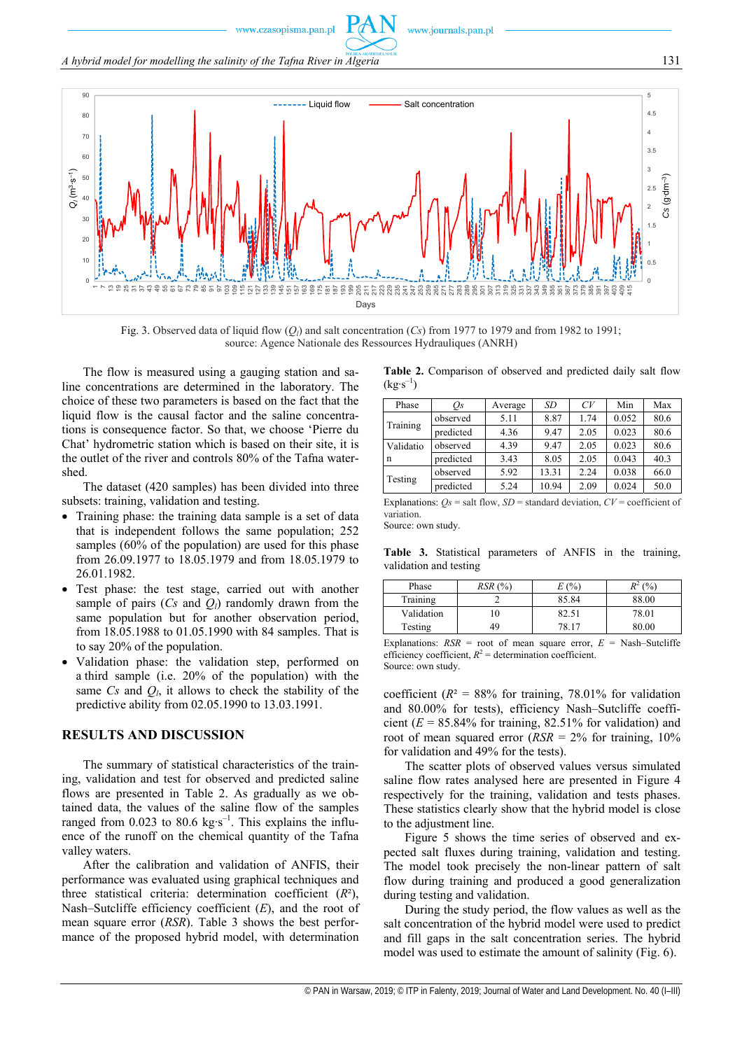Fig. 3. Observed data of liquid flow ($Q_l$) and salt concentration ($Cs$) from 1977 to 1979 and from 1982 to 1991; source: Agence Nationale des Ressources Hydrauliques (ANRH)

The flow is measured using a gauging station and saline concentrations are determined in the laboratory. The choice of these two parameters is based on the fact that the liquid flow is the causal factor and the saline concentrations is consequence factor. So that, we choose 'Pierre du Chat' hydrometric station which is based on their site, it is the outlet of the river and controls 80% of the Tafna watershed.

The dataset (420 samples) has been divided into three subsets: training, validation and testing.

- Training phase: the training data sample is a set of data that is independent follows the same population; 252 samples (60% of the population) are used for this phase from 26.09.1977 to 18.05.1979 and from 18.05.1979 to 26.01.1982.
- Test phase: the test stage, carried out with another sample of pairs ($Cs$ and $Q_l$) randomly drawn from the same population but for another observation period, from 18.05.1988 to 01.05.1990 with 84 samples. That is to say 20% of the population.
- Validation phase: the validation step, performed on a third sample (i.e. 20% of the population) with the same $Cs$ and $Q_l$, it allows to check the stability of the predictive ability from 02.05.1990 to 13.03.1991.

## RESULTS AND DISCUSSION

The summary of statistical characteristics of the training, validation and test for observed and predicted saline flows are presented in Table 2. As gradually as we obtained data, the values of the saline flow of the samples ranged from 0.023 to 80.6 kg·s$^{-1}$. This explains the influence of the runoff on the chemical quantity of the Tafna valley waters.

After the calibration and validation of ANFIS, their performance was evaluated using graphical techniques and three statistical criteria: determination coefficient ($R^2$), Nash–Sutcliffe efficiency coefficient ($E$), and the root of mean square error ($RSR$). Table 3 shows the best performance of the proposed hybrid model, with determination coefficient ($R^2$ = 88% for training, 78.01% for validation and 80.00% for tests), efficiency Nash–Sutcliffe coefficient ($E$ = 85.84% for training, 82.51% for validation) and root of mean squared error ($RSR$ = 2% for training, 10% for validation and 49% for the tests).

**Table 2.** Comparison of observed and predicted daily salt flow (kg·s$^{-1}$)

| Phase | $Qs$ | Average | $SD$ | $CV$ | Min | Max |
|---|---|---|---|---|---|---|
| Training | observed | 5.11 | 8.87 | 1.74 | 0.052 | 80.6 |
| | predicted | 4.36 | 9.47 | 2.05 | 0.023 | 80.6 |
| Validation | observed | 4.39 | 9.47 | 2.05 | 0.023 | 80.6 |
| | predicted | 3.43 | 8.05 | 2.05 | 0.043 | 40.3 |
| Testing | observed | 5.92 | 13.31 | 2.24 | 0.038 | 66.0 |
| | predicted | 5.24 | 10.94 | 2.09 | 0.024 | 50.0 |

Explanations: $Qs$ = salt flow, $SD$ = standard deviation, $CV$ = coefficient of variation.
Source: own study.

**Table 3.** Statistical parameters of ANFIS in the training, validation and testing

| Phase | $RSR$ (%) | $E$ (%) | $R^2$ (%) |
|---|---|---|---|
| Training | 2 | 85.84 | 88.00 |
| Validation | 10 | 82.51 | 78.01 |
| Testing | 49 | 78.17 | 80.00 |

Explanations: $RSR$ = root of mean square error, $E$ = Nash–Sutcliffe efficiency coefficient, $R^2$ = determination coefficient.
Source: own study.

The scatter plots of observed values versus simulated saline flow rates analysed here are presented in Figure 4 respectively for the training, validation and tests phases. These statistics clearly show that the hybrid model is close to the adjustment line.

Figure 5 shows the time series of observed and expected salt fluxes during training, validation and testing. The model took precisely the non-linear pattern of salt flow during training and produced a good generalization during testing and validation.

During the study period, the flow values as well as the salt concentration of the hybrid model were used to predict and fill gaps in the salt concentration series. The hybrid model was used to estimate the amount of salinity (Fig. 6).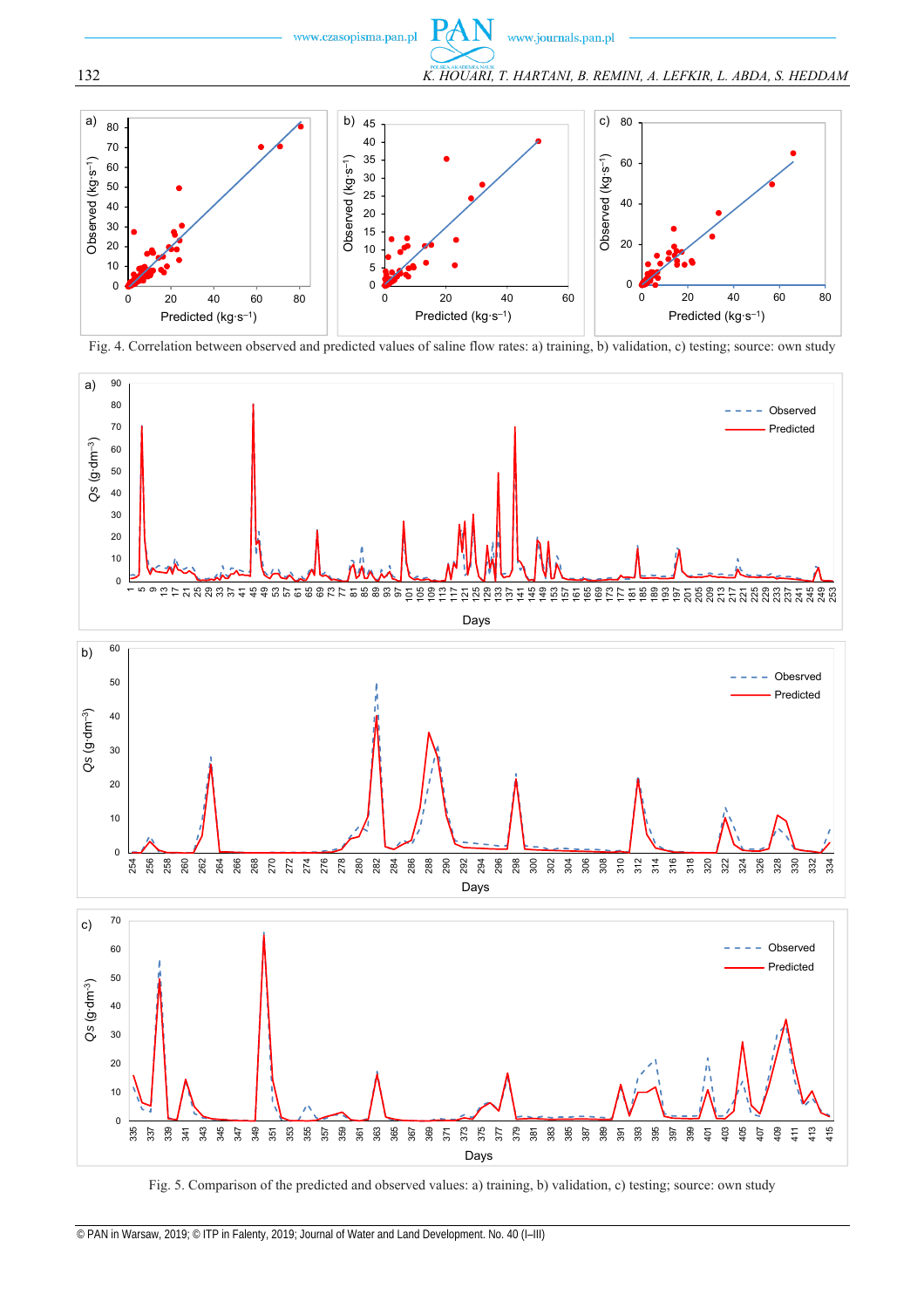Fig. 4. Correlation between observed and predicted values of saline flow rates: a) training, b) validation, c) testing; source: own study

Fig. 5. Comparison of the predicted and observed values: a) training, b) validation, c) testing; source: own study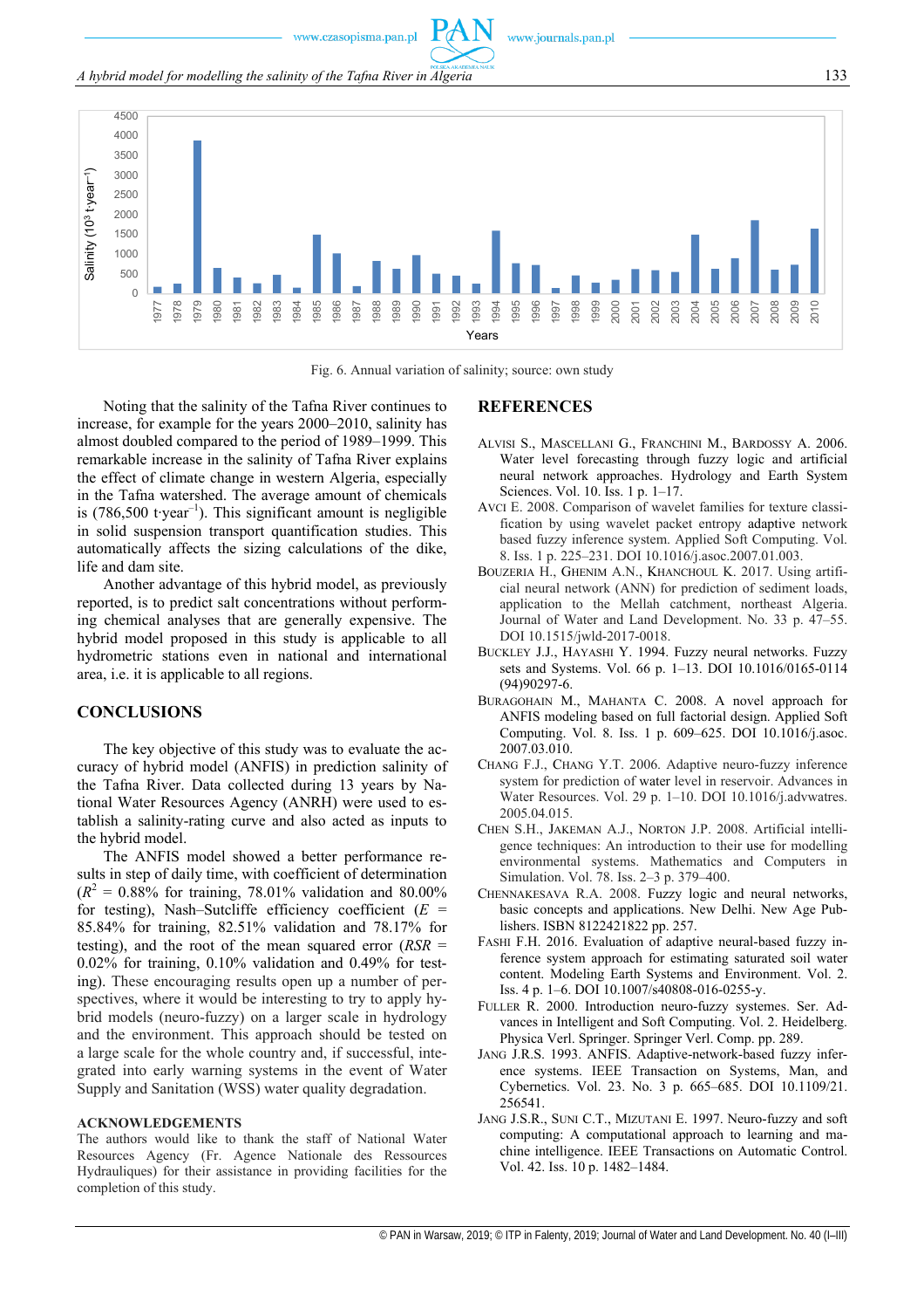Fig. 6. Annual variation of salinity; source: own study

Noting that the salinity of the Tafna River continues to increase, for example for the years 2000–2010, salinity has almost doubled compared to the period of 1989–1999. This remarkable increase in the salinity of Tafna River explains the effect of climate change in western Algeria, especially in the Tafna watershed. The average amount of chemicals is (786,500 t·year$^{-1}$). This significant amount is negligible in solid suspension transport quantification studies. This automatically affects the sizing calculations of the dike, life and dam site.

Another advantage of this hybrid model, as previously reported, is to predict salt concentrations without performing chemical analyses that are generally expensive. The hybrid model proposed in this study is applicable to all hydrometric stations even in national and international area, i.e. it is applicable to all regions.

## CONCLUSIONS

The key objective of this study was to evaluate the accuracy of hybrid model (ANFIS) in prediction salinity of the Tafna River. Data collected during 13 years by National Water Resources Agency (ANRH) were used to establish a salinity-rating curve and also acted as inputs to the hybrid model.

The ANFIS model showed a better performance results in step of daily time, with coefficient of determination ($R^2$ = 0.88% for training, 78.01% validation and 80.00% for testing), Nash–Sutcliffe efficiency coefficient ($E$ = 85.84% for training, 82.51% validation and 78.17% for testing), and the root of the mean squared error ($RSR$ = 0.02% for training, 0.10% validation and 0.49% for testing). These encouraging results open up a number of perspectives, where it would be interesting to try to apply hybrid models (neuro-fuzzy) on a larger scale in hydrology and the environment. This approach should be tested on a large scale for the whole country and, if successful, integrated into early warning systems in the event of Water Supply and Sanitation (WSS) water quality degradation.

### ACKNOWLEDGEMENTS

The authors would like to thank the staff of National Water Resources Agency (Fr. Agence Nationale des Ressources Hydrauliques) for their assistance in providing facilities for the completion of this study.

## REFERENCES

ALVISI S., MASCELLANI G., FRANCHINI M., BARDOSSY A. 2006. Water level forecasting through fuzzy logic and artificial neural network approaches. Hydrology and Earth System Sciences. Vol. 10. Iss. 1 p. 1–17.

AVCI E. 2008. Comparison of wavelet families for texture classification by using wavelet packet entropy adaptive network based fuzzy inference system. Applied Soft Computing. Vol. 8. Iss. 1 p. 225–231. DOI 10.1016/j.asoc.2007.01.003.

BOUZERIA H., GHENIM A.N., KHANCHOUL K. 2017. Using artificial neural network (ANN) for prediction of sediment loads, application to the Mellah catchment, northeast Algeria. Journal of Water and Land Development. No. 33 p. 47–55. DOI 10.1515/jwld-2017-0018.

BUCKLEY J.J., HAYASHI Y. 1994. Fuzzy neural networks. Fuzzy sets and Systems. Vol. 66 p. 1–13. DOI 10.1016/0165-0114(94)90297-6.

BURAGOHAIN M., MAHANTA C. 2008. A novel approach for ANFIS modeling based on full factorial design. Applied Soft Computing. Vol. 8. Iss. 1 p. 609–625. DOI 10.1016/j.asoc.2007.03.010.

CHANG F.J., CHANG Y.T. 2006. Adaptive neuro-fuzzy inference system for prediction of water level in reservoir. Advances in Water Resources. Vol. 29 p. 1–10. DOI 10.1016/j.advwatres.2005.04.015.

CHEN S.H., JAKEMAN A.J., NORTON J.P. 2008. Artificial intelligence techniques: An introduction to their use for modelling environmental systems. Mathematics and Computers in Simulation. Vol. 78. Iss. 2–3 p. 379–400.

CHENNAKESAVA R.A. 2008. Fuzzy logic and neural networks, basic concepts and applications. New Delhi. New Age Publishers. ISBN 8122421822 pp. 257.

FASHI F.H. 2016. Evaluation of adaptive neural-based fuzzy inference system approach for estimating saturated soil water content. Modeling Earth Systems and Environment. Vol. 2. Iss. 4 p. 1–6. DOI 10.1007/s40808-016-0255-y.

FULLER R. 2000. Introduction neuro-fuzzy systemes. Ser. Advances in Intelligent and Soft Computing. Vol. 2. Heidelberg. Physica Verl. Springer. Springer Verl. Comp. pp. 289.

JANG J.R.S. 1993. ANFIS. Adaptive-network-based fuzzy inference systems. IEEE Transaction on Systems, Man, and Cybernetics. Vol. 23. No. 3 p. 665–685. DOI 10.1109/21.256541.

JANG J.S.R., SUNI C.T., MIZUTANI E. 1997. Neuro-fuzzy and soft computing: A computational approach to learning and machine intelligence. IEEE Transactions on Automatic Control. Vol. 42. Iss. 10 p. 1482–1484.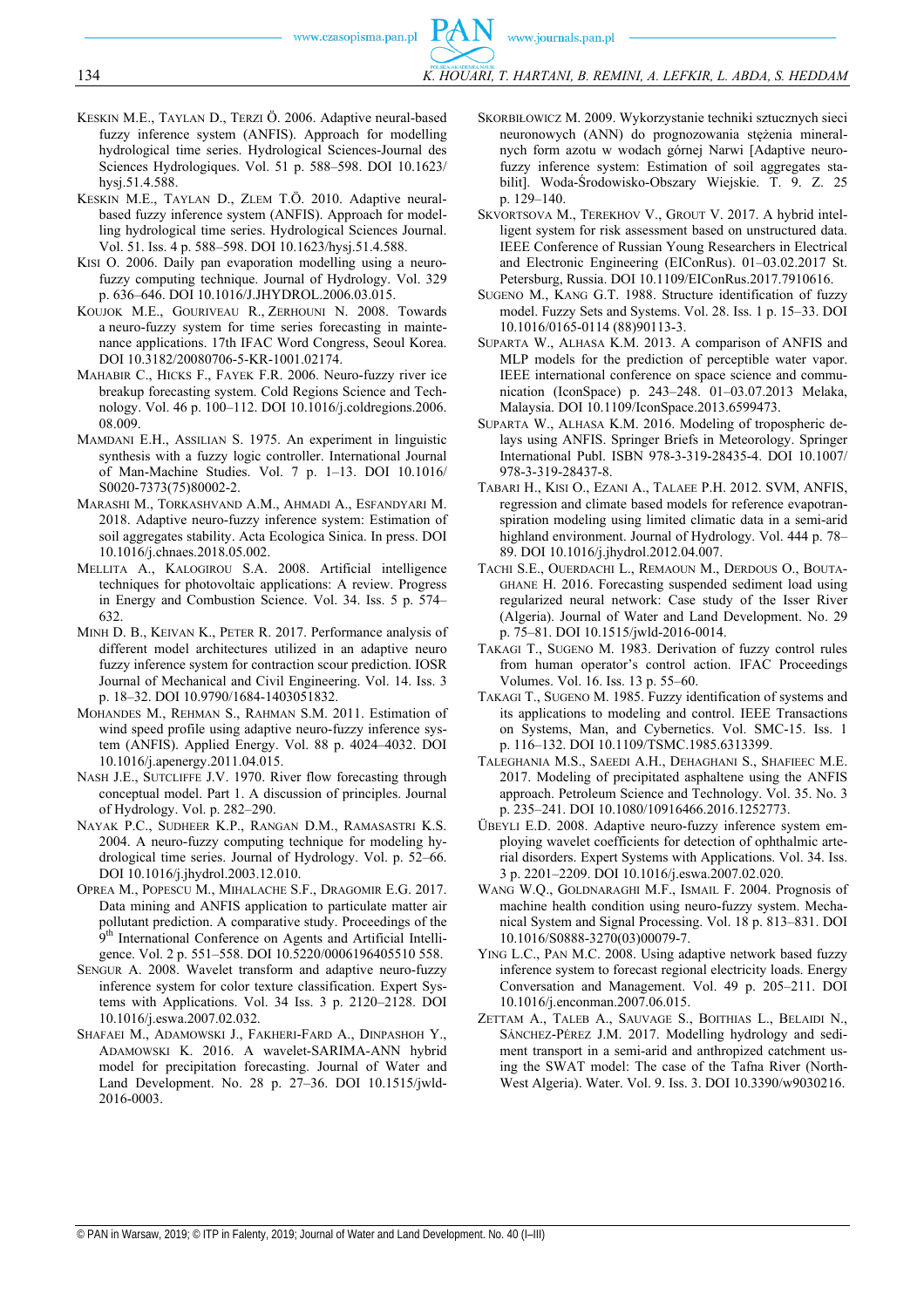KESKIN M.E., TAYLAN D., TERZI Ö. 2006. Adaptive neural-based fuzzy inference system (ANFIS). Approach for modelling hydrological time series. Hydrological Sciences-Journal des Sciences Hydrologiques. Vol. 51 p. 588–598. DOI 10.1623/hysj.51.4.588.

KESKIN M.E., TAYLAN D., ZLEM T.Ö. 2010. Adaptive neural-based fuzzy inference system (ANFIS). Approach for modelling hydrological time series. Hydrological Sciences Journal. Vol. 51. Iss. 4 p. 588–598. DOI 10.1623/hysj.51.4.588.

KISI O. 2006. Daily pan evaporation modelling using a neuro-fuzzy computing technique. Journal of Hydrology. Vol. 329 p. 636–646. DOI 10.1016/J.JHYDROL.2006.03.015.

KOUJOK M.E., GOURIVEAU R., ZERHOUNI N. 2008. Towards a neuro-fuzzy system for time series forecasting in maintenance applications. 17th IFAC Word Congress, Seoul Korea. DOI 10.3182/20080706-5-KR-1001.02174.

MAHABIR C., HICKS F., FAYEK F.R. 2006. Neuro-fuzzy river ice breakup forecasting system. Cold Regions Science and Technology. Vol. 46 p. 100–112. DOI 10.1016/j.coldregions.2006.08.009.

MAMDANI E.H., ASSILIAN S. 1975. An experiment in linguistic synthesis with a fuzzy logic controller. International Journal of Man-Machine Studies. Vol. 7 p. 1–13. DOI 10.1016/S0020-7373(75)80002-2.

MARASHI M., TORKASHVAND A.M., AHMADI A., ESFANDYARI M. 2018. Adaptive neuro-fuzzy inference system: Estimation of soil aggregates stability. Acta Ecologica Sinica. In press. DOI 10.1016/j.chnaes.2018.05.002.

MELLITA A., KALOGIROU S.A. 2008. Artificial intelligence techniques for photovoltaic applications: A review. Progress in Energy and Combustion Science. Vol. 34. Iss. 5 p. 574–632.

MINH D. B., KEIVAN K., PETER R. 2017. Performance analysis of different model architectures utilized in an adaptive neuro fuzzy inference system for contraction scour prediction. IOSR Journal of Mechanical and Civil Engineering. Vol. 14. Iss. 3 p. 18–32. DOI 10.9790/1684-1403051832.

MOHANDES M., REHMAN S., RAHMAN S.M. 2011. Estimation of wind speed profile using adaptive neuro-fuzzy inference system (ANFIS). Applied Energy. Vol. 88 p. 4024–4032. DOI 10.1016/j.apenergy.2011.04.015.

NASH J.E., SUTCLIFFE J.V. 1970. River flow forecasting through conceptual model. Part 1. A discussion of principles. Journal of Hydrology. Vol. p. 282–290.

NAYAK P.C., SUDHEER K.P., RANGAN D.M., RAMASASTRI K.S. 2004. A neuro-fuzzy computing technique for modeling hydrological time series. Journal of Hydrology. Vol. p. 52–66. DOI 10.1016/j.jhydrol.2003.12.010.

OPREA M., POPESCU M., MIHALACHE S.F., DRAGOMIR E.G. 2017. Data mining and ANFIS application to particulate matter air pollutant prediction. A comparative study. Proceedings of the 9th International Conference on Agents and Artificial Intelligence. Vol. 2 p. 551–558. DOI 10.5220/0006196405510 558.

SENGUR A. 2008. Wavelet transform and adaptive neuro-fuzzy inference system for color texture classification. Expert Systems with Applications. Vol. 34 Iss. 3 p. 2120–2128. DOI 10.1016/j.eswa.2007.02.032.

SHAFAEI M., ADAMOWSKI J., FAKHERI-FARD A., DINPASHOH Y., ADAMOWSKI K. 2016. A wavelet-SARIMA-ANN hybrid model for precipitation forecasting. Journal of Water and Land Development. No. 28 p. 27–36. DOI 10.1515/jwld-2016-0003.

SKORBIŁOWICZ M. 2009. Wykorzystanie techniki sztucznych sieci neuronowych (ANN) do prognozowania stężenia mineralnych form azotu w wodach górnej Narwi [Adaptive neuro-fuzzy inference system: Estimation of soil aggregates stabilit]. Woda-Środowisko-Obszary Wiejskie. T. 9. Z. 25 p. 129–140.

SKVORTSOVA M., TEREKHOV V., GROUT V. 2017. A hybrid intelligent system for risk assessment based on unstructured data. IEEE Conference of Russian Young Researchers in Electrical and Electronic Engineering (EIConRus). 01–03.02.2017 St. Petersburg, Russia. DOI 10.1109/EIConRus.2017.7910616.

SUGENO M., KANG G.T. 1988. Structure identification of fuzzy model. Fuzzy Sets and Systems. Vol. 28. Iss. 1 p. 15–33. DOI 10.1016/0165-0114 (88)90113-3.

SUPARTA W., ALHASA K.M. 2013. A comparison of ANFIS and MLP models for the prediction of perceptible water vapor. IEEE international conference on space science and communication (IconSpace) p. 243–248. 01–03.07.2013 Melaka, Malaysia. DOI 10.1109/IconSpace.2013.6599473.

SUPARTA W., ALHASA K.M. 2016. Modeling of tropospheric delays using ANFIS. Springer Briefs in Meteorology. Springer International Publ. ISBN 978-3-319-28435-4. DOI 10.1007/978-3-319-28437-8.

TABARI H., KISI O., EZANI A., TALAEE P.H. 2012. SVM, ANFIS, regression and climate based models for reference evapotranspiration modeling using limited climatic data in a semi-arid highland environment. Journal of Hydrology. Vol. 444 p. 78–89. DOI 10.1016/j.jhydrol.2012.04.007.

TACHI S.E., OUERDACHI L., REMAOUN M., DERDOUS O., BOUTAGHANE H. 2016. Forecasting suspended sediment load using regularized neural network: Case study of the Isser River (Algeria). Journal of Water and Land Development. No. 29 p. 75–81. DOI 10.1515/jwld-2016-0014.

TAKAGI T., SUGENO M. 1983. Derivation of fuzzy control rules from human operator's control action. IFAC Proceedings Volumes. Vol. 16. Iss. 13 p. 55–60.

TAKAGI T., SUGENO M. 1985. Fuzzy identification of systems and its applications to modeling and control. IEEE Transactions on Systems, Man, and Cybernetics. Vol. SMC-15. Iss. 1 p. 116–132. DOI 10.1109/TSMC.1985.6313399.

TALEGHANIA M.S., SAEEDI A.H., DEHAGHANI S., SHAFIEEC M.E. 2017. Modeling of precipitated asphaltene using the ANFIS approach. Petroleum Science and Technology. Vol. 35. No. 3 p. 235–241. DOI 10.1080/10916466.2016.1252773.

ÜBEYLI E.D. 2008. Adaptive neuro-fuzzy inference system employing wavelet coefficients for detection of ophthalmic arterial disorders. Expert Systems with Applications. Vol. 34. Iss. 3 p. 2201–2209. DOI 10.1016/j.eswa.2007.02.020.

WANG W.Q., GOLDNARAGHI M.F., ISMAIL F. 2004. Prognosis of machine health condition using neuro-fuzzy system. Mechanical System and Signal Processing. Vol. 18 p. 813–831. DOI 10.1016/S0888-3270(03)00079-7.

YING L.C., PAN M.C. 2008. Using adaptive network based fuzzy inference system to forecast regional electricity loads. Energy Conversation and Management. Vol. 49 p. 205–211. DOI 10.1016/j.enconman.2007.06.015.

ZETTAM A., TALEB A., SAUVAGE S., BOITHIAS L., BELAIDI N., SÁNCHEZ-PÉREZ J.M. 2017. Modelling hydrology and sediment transport in a semi-arid and anthropized catchment using the SWAT model: The case of the Tafna River (North-West Algeria). Water. Vol. 9. Iss. 3. DOI 10.3390/w9030216.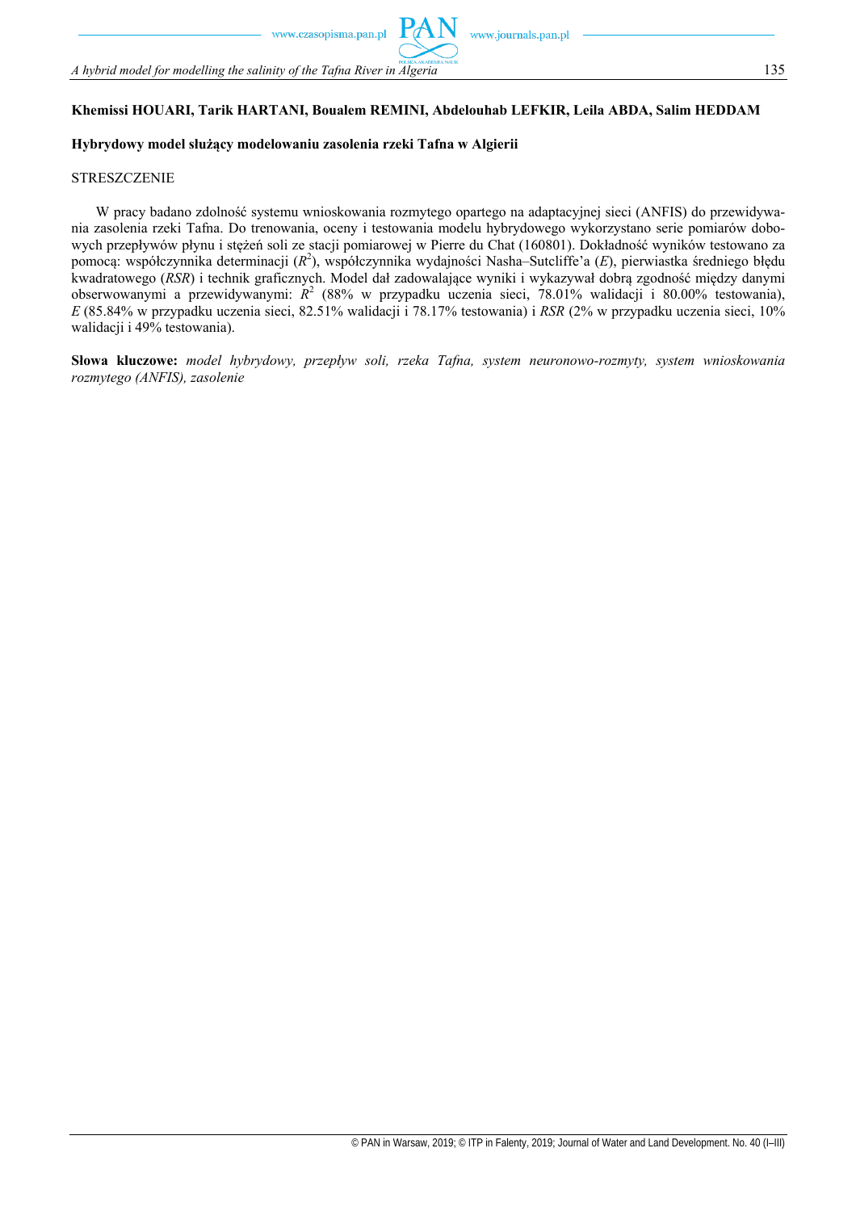**Khemissi HOUARI, Tarik HARTANI, Boualem REMINI, Abdelouhab LEFKIR, Leila ABDA, Salim HEDDAM**

**Hybrydowy model służący modelowaniu zasolenia rzeki Tafna w Algierii**

STRESZCZENIE

W pracy badano zdolność systemu wnioskowania rozmytego opartego na adaptacyjnej sieci (ANFIS) do przewidywania zasolenia rzeki Tafna. Do trenowania, oceny i testowania modelu hybrydowego wykorzystano serie pomiarów dobowych przepływów płynu i stężeń soli ze stacji pomiarowej w Pierre du Chat (160801). Dokładność wyników testowano za pomocą: współczynnika determinacji ($R^2$), współczynnika wydajności Nasha–Sutcliffe'a ($E$), pierwiastka średniego błędu kwadratowego (*RSR*) i technik graficznych. Model dał zadowalające wyniki i wykazywał dobrą zgodność między danymi obserwowanymi a przewidywanymi: $R^2$ (88% w przypadku uczenia sieci, 78.01% walidacji i 80.00% testowania), $E$ (85.84% w przypadku uczenia sieci, 82.51% walidacji i 78.17% testowania) i *RSR* (2% w przypadku uczenia sieci, 10% walidacji i 49% testowania).

**Słowa kluczowe:** *model hybrydowy, przepływ soli, rzeka Tafna, system neuronowo-rozmyty, system wnioskowania rozmytego (ANFIS), zasolenie*